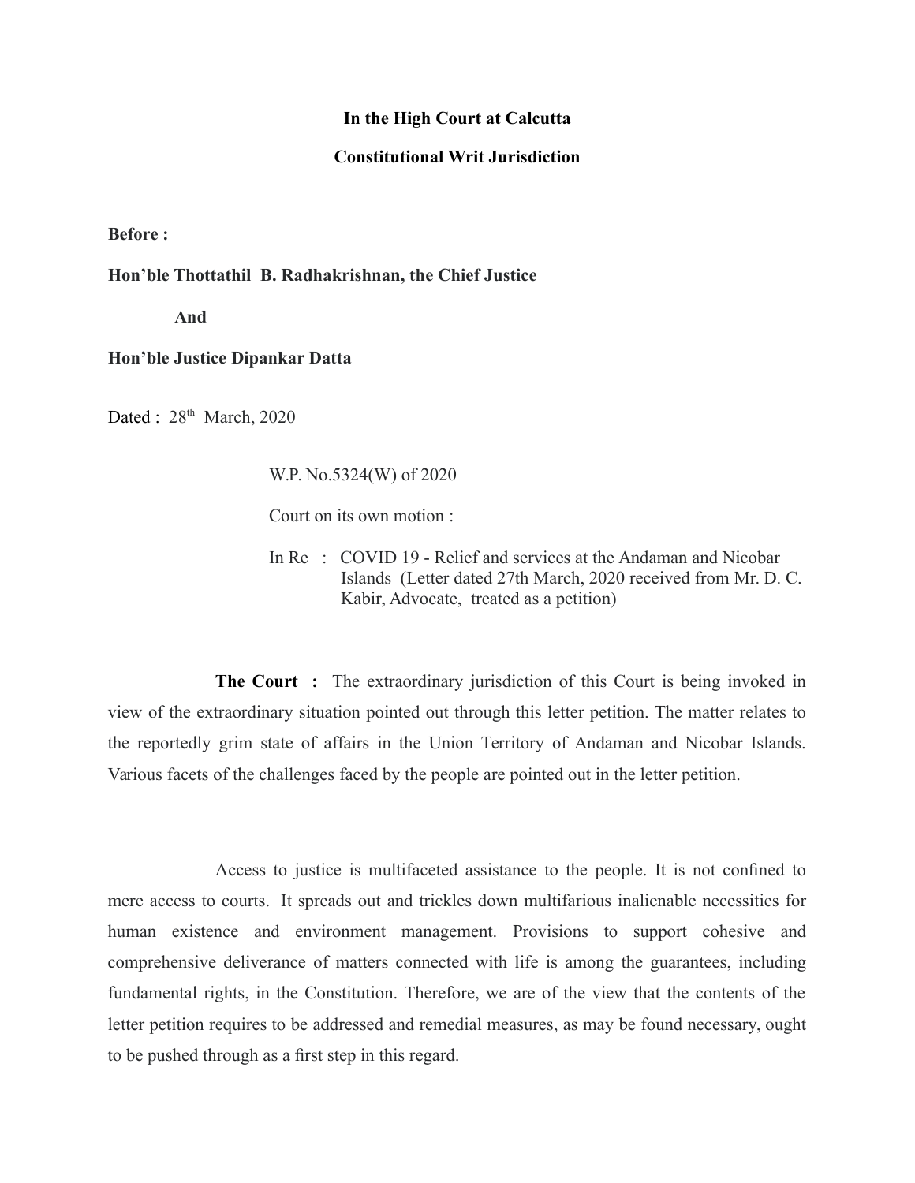**In the High Court at Calcutta**

**Constitutional Writ Jurisdiction**

**Before :**

**Hon'ble Thottathil B. Radhakrishnan, the Chief Justice**

**And**

**Hon'ble Justice Dipankar Datta**

Dated : 28th March, 2020

W.P. No.5324(W) of 2020

Court on its own motion :

In Re : COVID 19 - Relief and services at the Andaman and Nicobar Islands (Letter dated 27th March, 2020 received from Mr. D. C. Kabir, Advocate, treated as a petition)

**The Court :** The extraordinary jurisdiction of this Court is being invoked in view of the extraordinary situation pointed out through this letter petition. The matter relates to the reportedly grim state of affairs in the Union Territory of Andaman and Nicobar Islands. Various facets of the challenges faced by the people are pointed out in the letter petition.

Access to justice is multifaceted assistance to the people. It is not confined to mere access to courts. It spreads out and trickles down multifarious inalienable necessities for human existence and environment management. Provisions to support cohesive and comprehensive deliverance of matters connected with life is among the guarantees, including fundamental rights, in the Constitution. Therefore, we are of the view that the contents of the letter petition requires to be addressed and remedial measures, as may be found necessary, ought to be pushed through as a first step in this regard.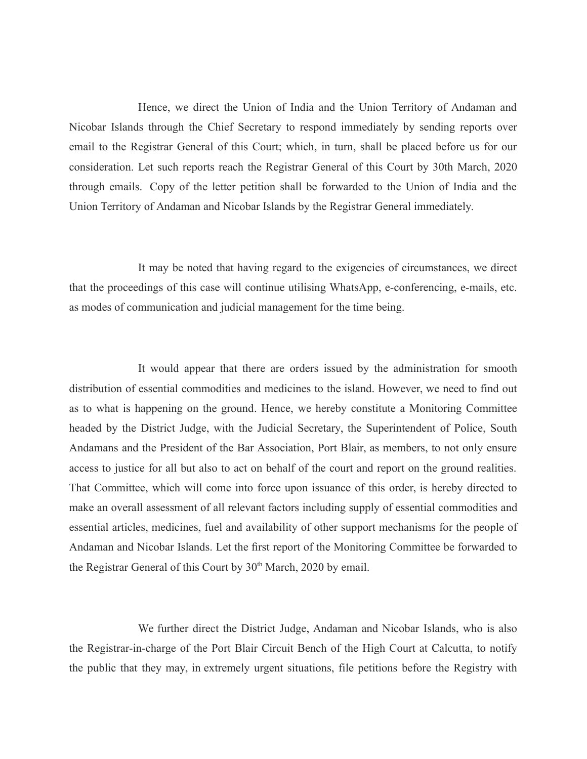Hence, we direct the Union of India and the Union Territory of Andaman and Nicobar Islands through the Chief Secretary to respond immediately by sending reports over email to the Registrar General of this Court; which, in turn, shall be placed before us for our consideration. Let such reports reach the Registrar General of this Court by 30th March, 2020 through emails. Copy of the letter petition shall be forwarded to the Union of India and the Union Territory of Andaman and Nicobar Islands by the Registrar General immediately.

It may be noted that having regard to the exigencies of circumstances, we direct that the proceedings of this case will continue utilising WhatsApp, e-conferencing, e-mails, etc. as modes of communication and judicial management for the time being.

It would appear that there are orders issued by the administration for smooth distribution of essential commodities and medicines to the island. However, we need to find out as to what is happening on the ground. Hence, we hereby constitute a Monitoring Committee headed by the District Judge, with the Judicial Secretary, the Superintendent of Police, South Andamans and the President of the Bar Association, Port Blair, as members, to not only ensure access to justice for all but also to act on behalf of the court and report on the ground realities. That Committee, which will come into force upon issuance of this order, is hereby directed to make an overall assessment of all relevant factors including supply of essential commodities and essential articles, medicines, fuel and availability of other support mechanisms for the people of Andaman and Nicobar Islands. Let the first report of the Monitoring Committee be forwarded to the Registrar General of this Court by 30th March, 2020 by email.

We further direct the District Judge, Andaman and Nicobar Islands, who is also the Registrar-in-charge of the Port Blair Circuit Bench of the High Court at Calcutta, to notify the public that they may, in extremely urgent situations, file petitions before the Registry with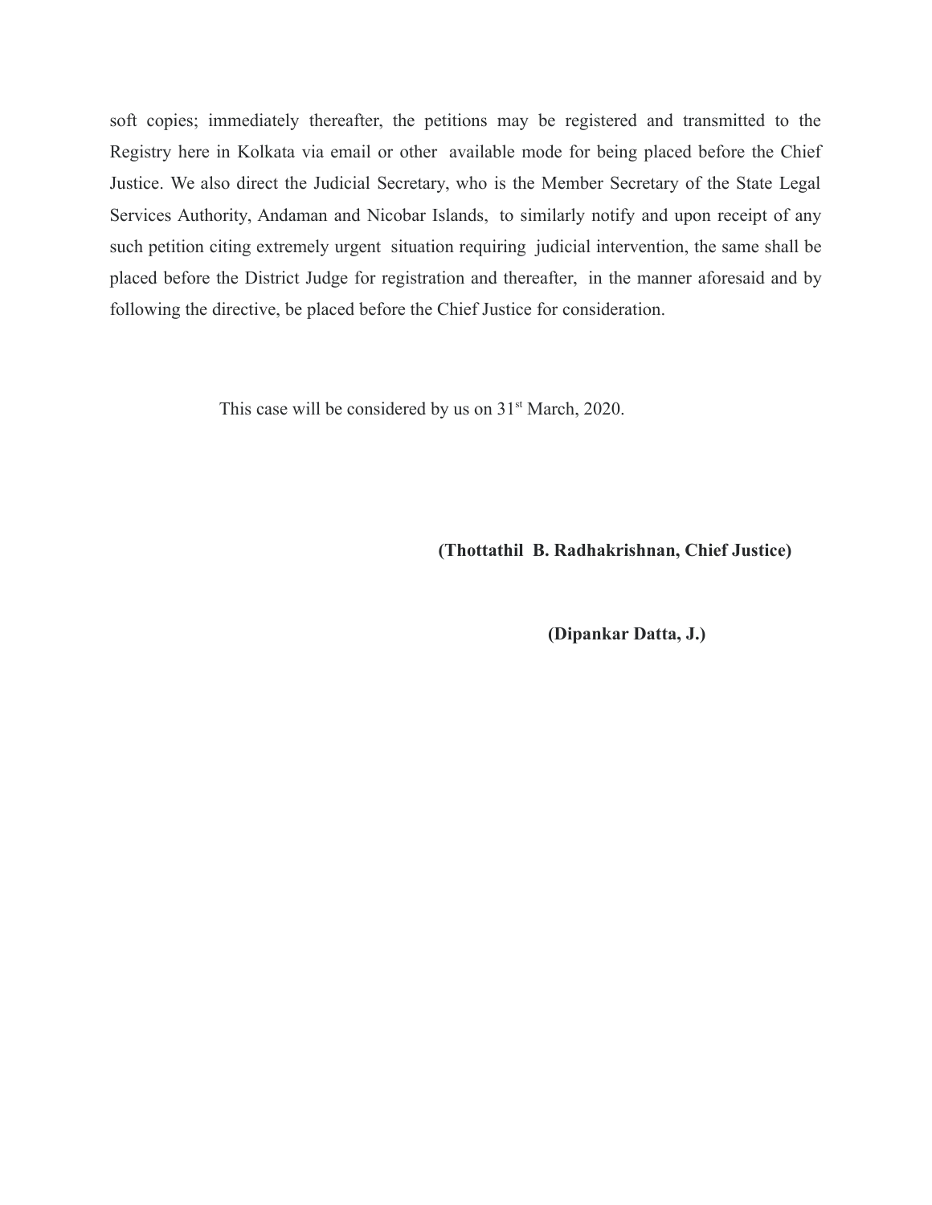soft copies; immediately thereafter, the petitions may be registered and transmitted to the Registry here in Kolkata via email or other available mode for being placed before the Chief Justice. We also direct the Judicial Secretary, who is the Member Secretary of the State Legal Services Authority, Andaman and Nicobar Islands, to similarly notify and upon receipt of any such petition citing extremely urgent situation requiring judicial intervention, the same shall be placed before the District Judge for registration and thereafter, in the manner aforesaid and by following the directive, be placed before the Chief Justice for consideration.

This case will be considered by us on 31st March, 2020.

**(Thottathil B. Radhakrishnan, Chief Justice)**

**(Dipankar Datta, J.)**